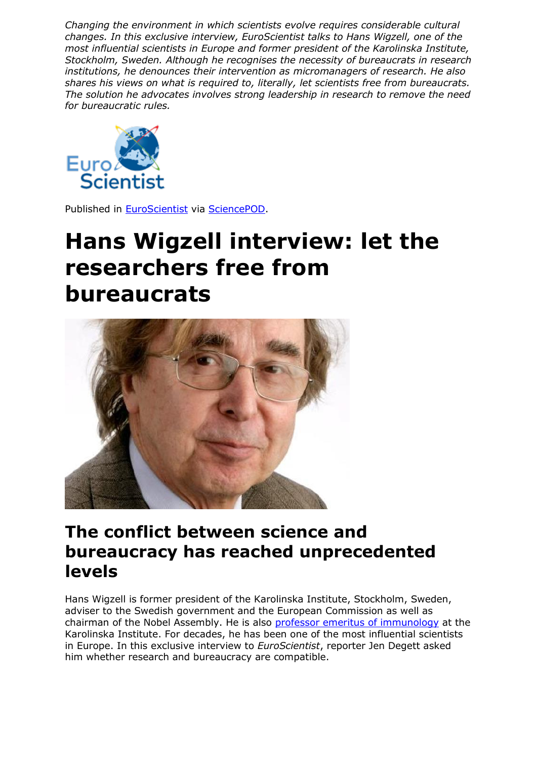*Changing the environment in which scientists evolve requires considerable cultural changes. In this exclusive interview, EuroScientist talks to Hans Wigzell, one of the most influential scientists in Europe and former president of the Karolinska Institute, Stockholm, Sweden. Although he recognises the necessity of bureaucrats in research institutions, he denounces their intervention as micromanagers of research. He also shares his views on what is required to, literally, let scientists free from bureaucrats. The solution he advocates involves strong leadership in research to remove the need for bureaucratic rules.*

Published in EuroScientist via SciencePOD.

# Hans Wigzell interview: let the researchers free from bureaucrats

## The conflict between science and bureaucracy has reached unprecedented levels

Hans Wigzell is former president of the Karolinska Institute, Stockholm, Sweden, adviser to the Swedish government and the European Commission as well as chairman of the Nobel Assembly. He is also professor emeritus of immunology at the Karolinska Institute. For decades, he has been one of the most influential scientists in Europe. In this exclusive interview to *EuroScientist*, reporter Jen Degett asked him whether research and bureaucracy are compatible.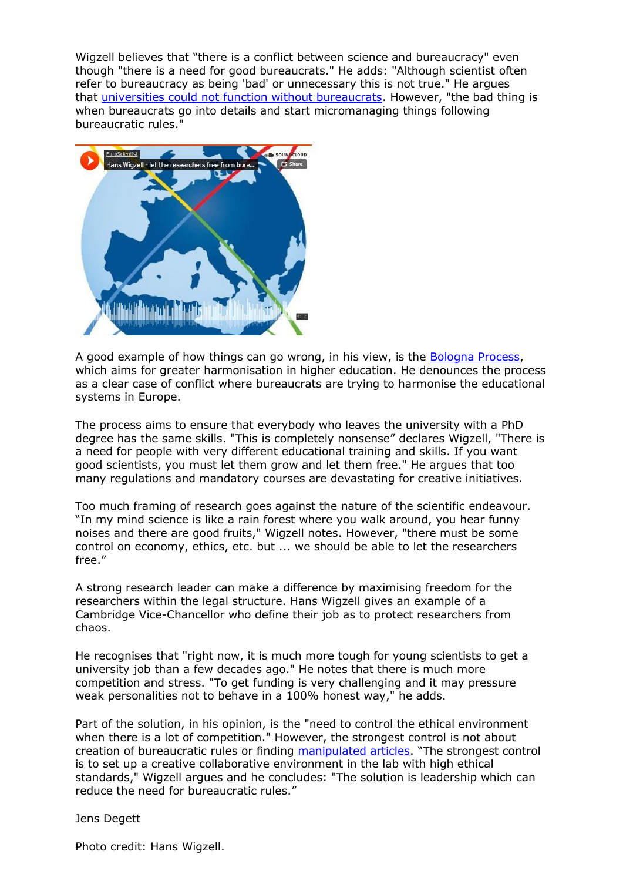Wigzell believes that “there is a conflict between science and bureaucracy" even though "there is a need for good bureaucrats." He adds: "Although scientist often refer to bureaucracy as being 'bad' or unnecessary this is not true." He argues that universities could not function without bureaucrats. However, "the bad thing is when bureaucrats go into details and start micromanaging things following bureaucratic rules."

A good example of how things can go wrong, in his view, is the Bologna Process, which aims for greater harmonisation in higher education. He denounces the process as a clear case of conflict where bureaucrats are trying to harmonise the educational systems in Europe.

The process aims to ensure that everybody who leaves the university with a PhD degree has the same skills. "This is completely nonsense” declares Wigzell, "There is a need for people with very different educational training and skills. If you want good scientists, you must let them grow and let them free." He argues that too many regulations and mandatory courses are devastating for creative initiatives.

Too much framing of research goes against the nature of the scientific endeavour. “In my mind science is like a rain forest where you walk around, you hear funny noises and there are good fruits," Wigzell notes. However, "there must be some control on economy, ethics, etc. but ... we should be able to let the researchers free.”

A strong research leader can make a difference by maximising freedom for the researchers within the legal structure. Hans Wigzell gives an example of a Cambridge Vice-Chancellor who define their job as to protect researchers from chaos.

He recognises that "right now, it is much more tough for young scientists to get a university job than a few decades ago." He notes that there is much more competition and stress. "To get funding is very challenging and it may pressure weak personalities not to behave in a 100% honest way," he adds.

Part of the solution, in his opinion, is the "need to control the ethical environment when there is a lot of competition." However, the strongest control is not about creation of bureaucratic rules or finding manipulated articles. “The strongest control is to set up a creative collaborative environment in the lab with high ethical standards," Wigzell argues and he concludes: "The solution is leadership which can reduce the need for bureaucratic rules.”

Jens Degett

Photo credit: Hans Wigzell.